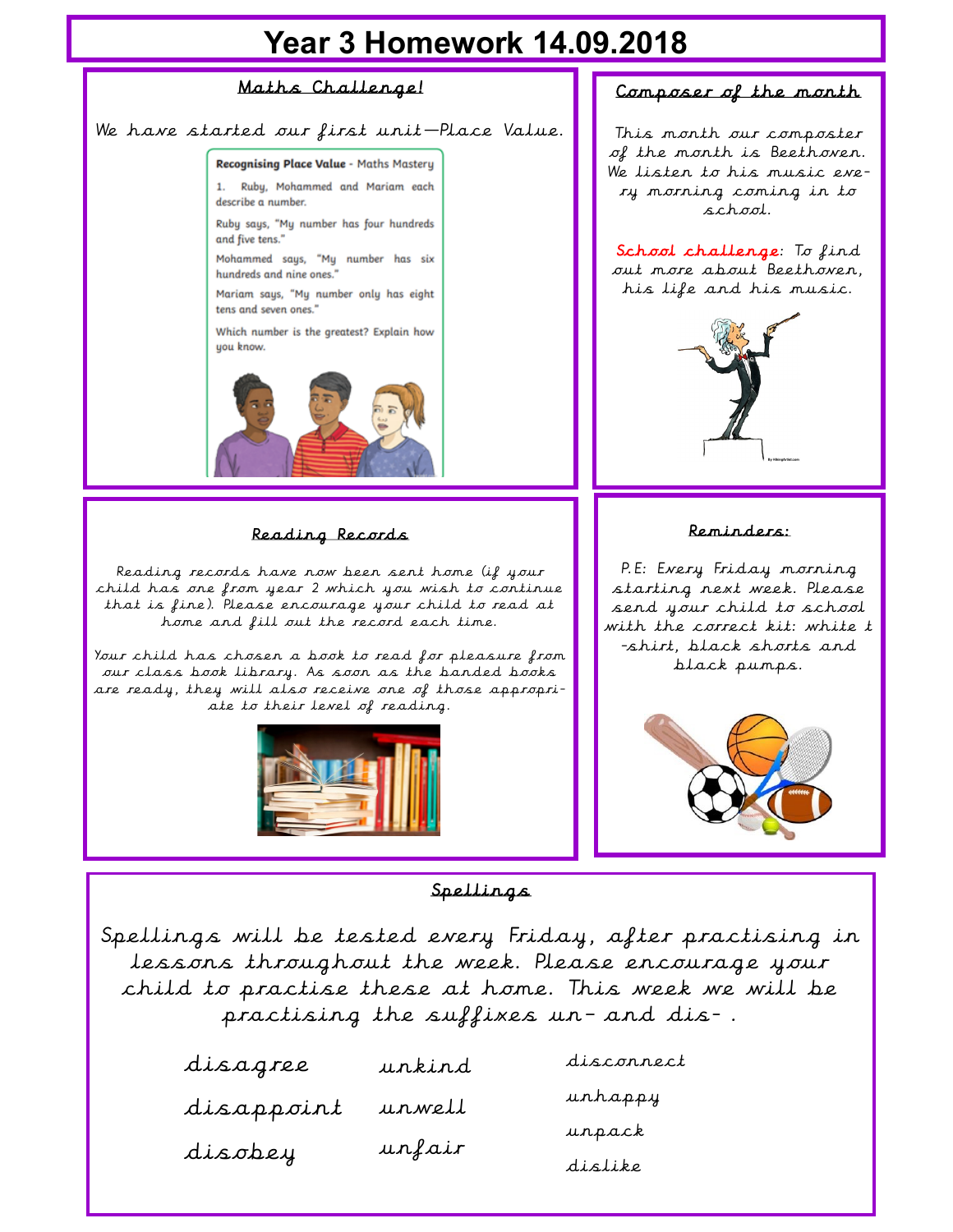# Year 3 Homework 14.09.2018

## Maths Challenge!

We have started our first unit—Place Value.

**Recognising Place Value** - Maths Mastery

1. Ruby, Mohammed and Mariam each describe a number.

Ruby says, "My number has four hundreds and five tens."

Mohammed says, "My number has six hundreds and nine ones."

Mariam says, "My number only has eight tens and seven ones."

Which number is the greatest? Explain how you know.

## Composer of the month

This month our composter of the month is Beethoven. We listen to his music every morning coming in to school.

School challenge: To find out more about Beethoven, his life and his music.

## Reading Records

Reading records have now been sent home (if your child has one from year 2 which you wish to continue that is fine). Please encourage your child to read at home and fill out the record each time.

Your child has chosen a book to read for pleasure from our class book library. As soon as the banded books are ready, they will also receive one of those appropriate to their level of reading.

## Reminders:

P.E: Every Friday morning starting next week. Please send your child to school with the correct kit: white t-shirt, black shorts and black pumps.

## Spellings

Spellings will be tested every Friday, after practising in lessons throughout the week. Please encourage your child to practise these at home. This week we will be practising the suffixes un- and dis- .

| | | |
|---|---|---|
| disagree | unkind | disconnect |
| disappoint | unwell | unhappy |
| disobey | unfair | unpack |
| | | dislike |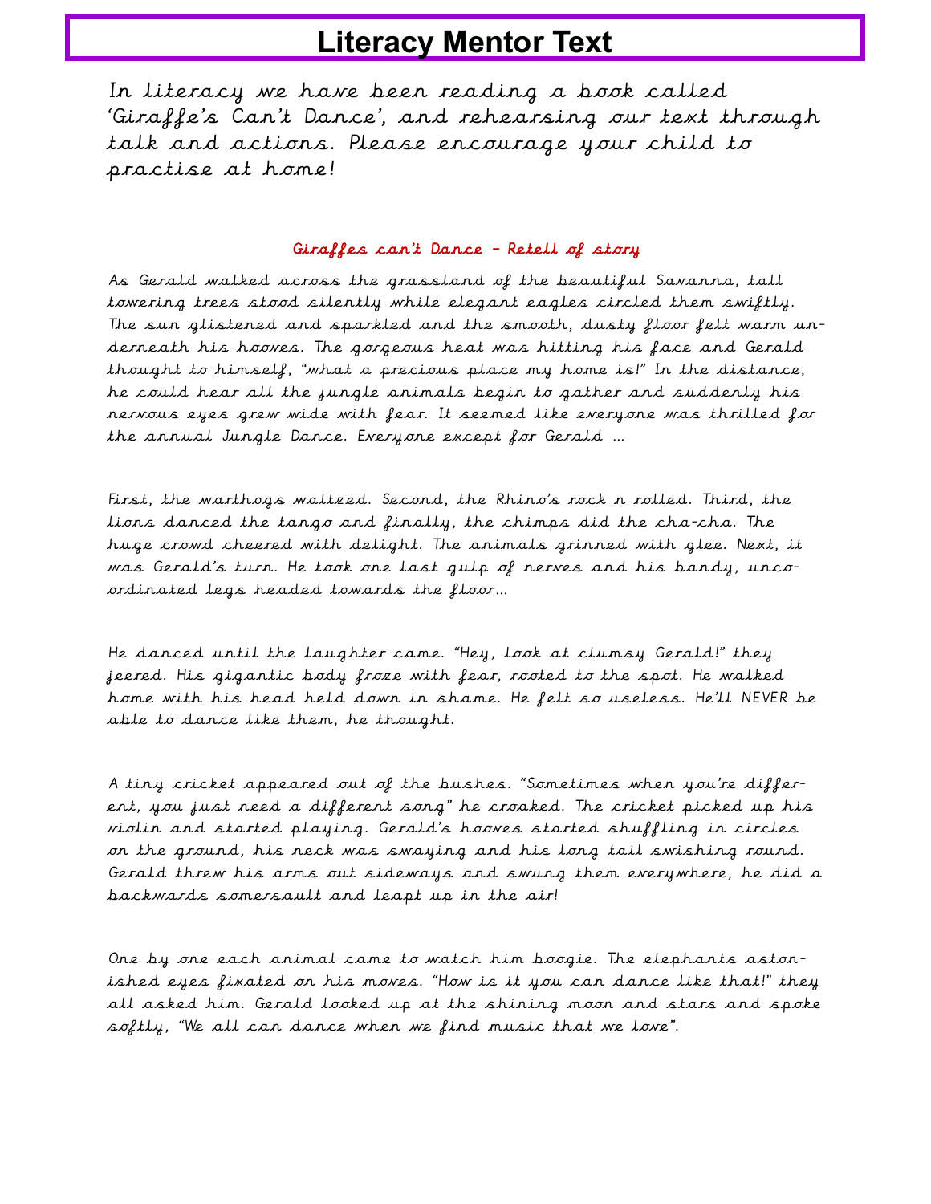# Literacy Mentor Text

In literacy we have been reading a book called 'Giraffe's Can't Dance', and rehearsing our text through talk and actions. Please encourage your child to practise at home!

### Giraffes can't Dance – Retell of story

As Gerald walked across the grassland of the beautiful Savanna, tall towering trees stood silently while elegant eagles circled them swiftly. The sun glistened and sparkled and the smooth, dusty floor felt warm underneath his hooves. The gorgeous heat was hitting his face and Gerald thought to himself, "what a precious place my home is!" In the distance, he could hear all the jungle animals begin to gather and suddenly his nervous eyes grew wide with fear. It seemed like everyone was thrilled for the annual Jungle Dance. Everyone except for Gerald …

First, the warthogs waltzed. Second, the Rhino's rock n rolled. Third, the lions danced the tango and finally, the chimps did the cha-cha. The huge crowd cheered with delight. The animals grinned with glee. Next, it was Gerald's turn. He took one last gulp of nerves and his bandy, uncoordinated legs headed towards the floor…

He danced until the laughter came. "Hey, look at clumsy Gerald!" they jeered. His gigantic body froze with fear, rooted to the spot. He walked home with his head held down in shame. He felt so useless. He'll NEVER be able to dance like them, he thought.

A tiny cricket appeared out of the bushes. "Sometimes when you're different, you just need a different song" he croaked. The cricket picked up his violin and started playing. Gerald's hooves started shuffling in circles on the ground, his neck was swaying and his long tail swishing round. Gerald threw his arms out sideways and swung them everywhere, he did a backwards somersault and leapt up in the air!

One by one each animal came to watch him boogie. The elephants astonished eyes fixated on his moves. "How is it you can dance like that!" they all asked him. Gerald looked up at the shining moon and stars and spoke softly, "We all can dance when we find music that we love".